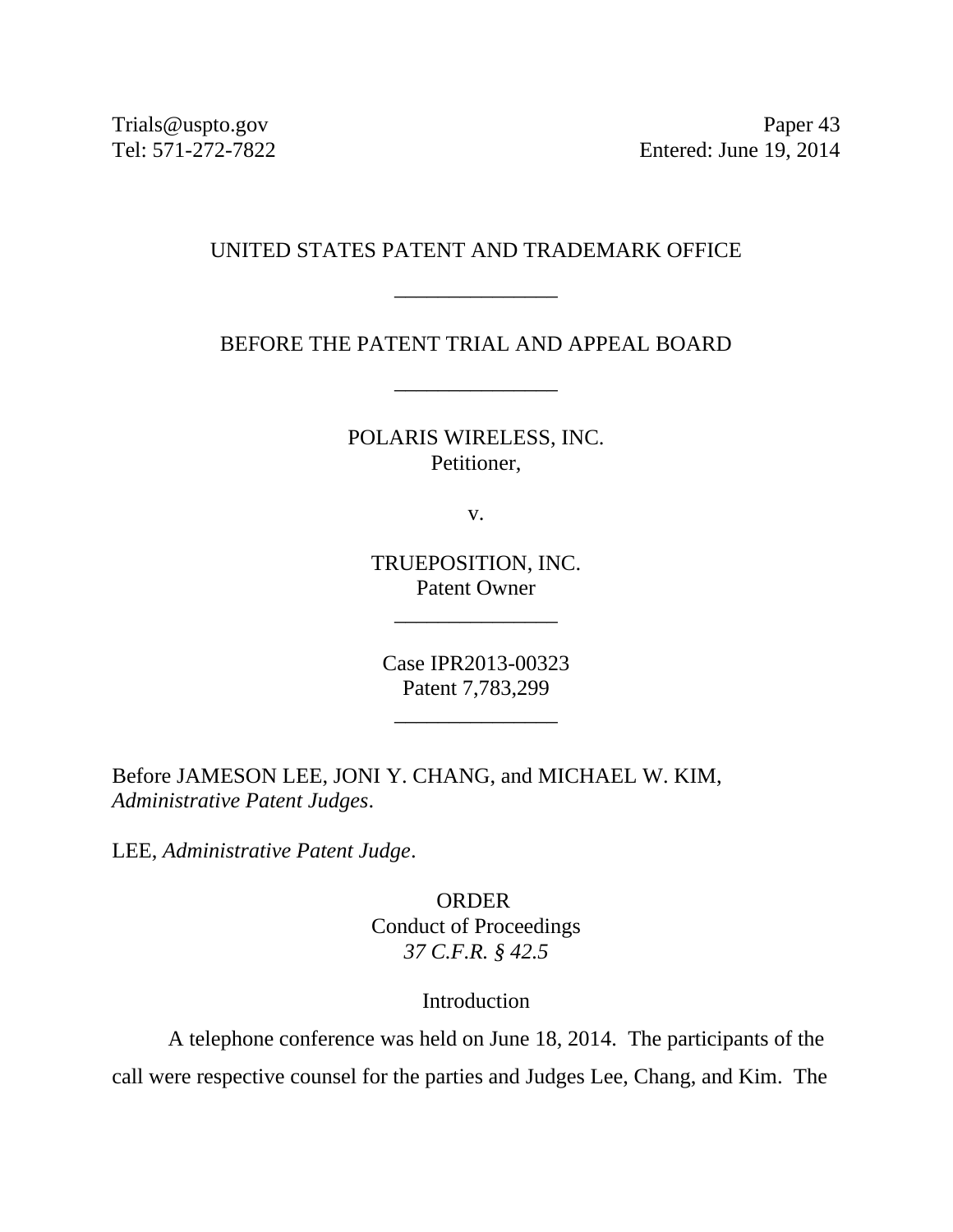Trials@uspto.gov
Tel: 571-272-7822

Paper 43
Entered: June 19, 2014

UNITED STATES PATENT AND TRADEMARK OFFICE

\_\_\_\_\_\_\_\_\_\_\_\_\_\_\_

BEFORE THE PATENT TRIAL AND APPEAL BOARD

\_\_\_\_\_\_\_\_\_\_\_\_\_\_\_

POLARIS WIRELESS, INC.
Petitioner,

v.

TRUEPOSITION, INC.
Patent Owner

\_\_\_\_\_\_\_\_\_\_\_\_\_\_\_

Case IPR2013-00323
Patent 7,783,299

\_\_\_\_\_\_\_\_\_\_\_\_\_\_\_

Before JAMESON LEE, JONI Y. CHANG, and MICHAEL W. KIM, *Administrative Patent Judges*.

LEE, *Administrative Patent Judge*.

ORDER
Conduct of Proceedings
*37 C.F.R. § 42.5*

Introduction

A telephone conference was held on June 18, 2014. The participants of the call were respective counsel for the parties and Judges Lee, Chang, and Kim. The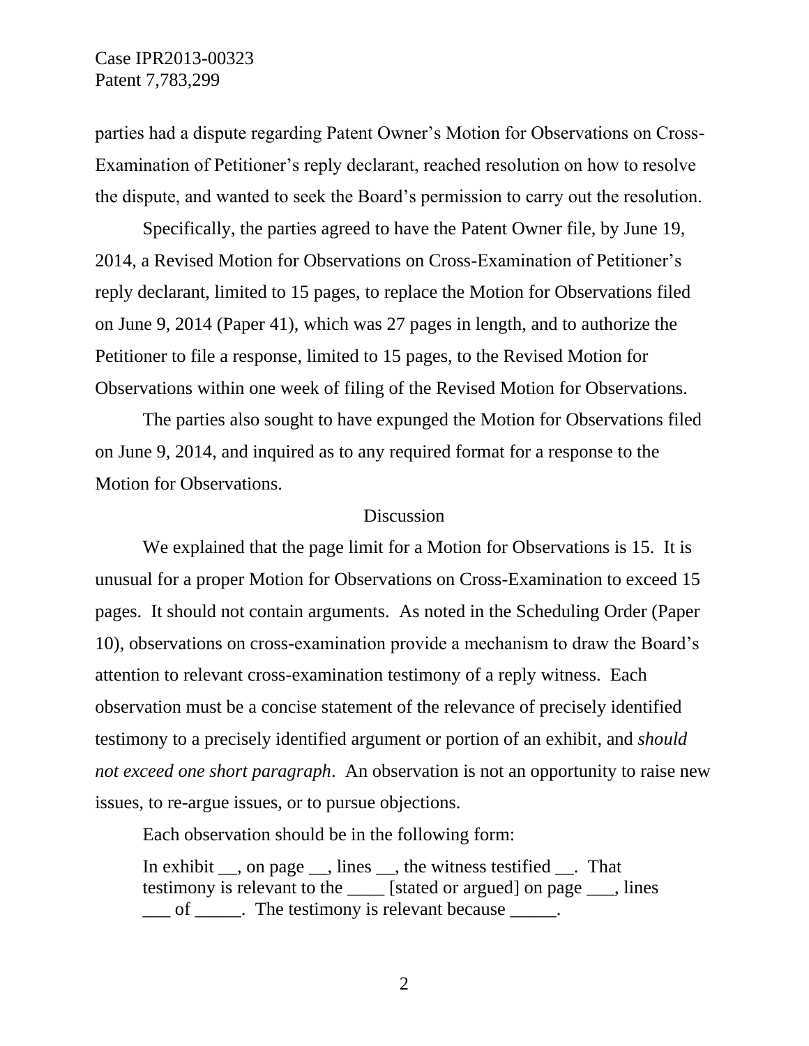parties had a dispute regarding Patent Owner's Motion for Observations on Cross-Examination of Petitioner's reply declarant, reached resolution on how to resolve the dispute, and wanted to seek the Board's permission to carry out the resolution.

Specifically, the parties agreed to have the Patent Owner file, by June 19, 2014, a Revised Motion for Observations on Cross-Examination of Petitioner's reply declarant, limited to 15 pages, to replace the Motion for Observations filed on June 9, 2014 (Paper 41), which was 27 pages in length, and to authorize the Petitioner to file a response, limited to 15 pages, to the Revised Motion for Observations within one week of filing of the Revised Motion for Observations.

The parties also sought to have expunged the Motion for Observations filed on June 9, 2014, and inquired as to any required format for a response to the Motion for Observations.

## Discussion

We explained that the page limit for a Motion for Observations is 15. It is unusual for a proper Motion for Observations on Cross-Examination to exceed 15 pages. It should not contain arguments. As noted in the Scheduling Order (Paper 10), observations on cross-examination provide a mechanism to draw the Board's attention to relevant cross-examination testimony of a reply witness. Each observation must be a concise statement of the relevance of precisely identified testimony to a precisely identified argument or portion of an exhibit, and *should not exceed one short paragraph*. An observation is not an opportunity to raise new issues, to re-argue issues, or to pursue objections.

Each observation should be in the following form:

> In exhibit __, on page __, lines __, the witness testified __. That testimony is relevant to the ____ [stated or argued] on page ___, lines ___ of _____. The testimony is relevant because _____.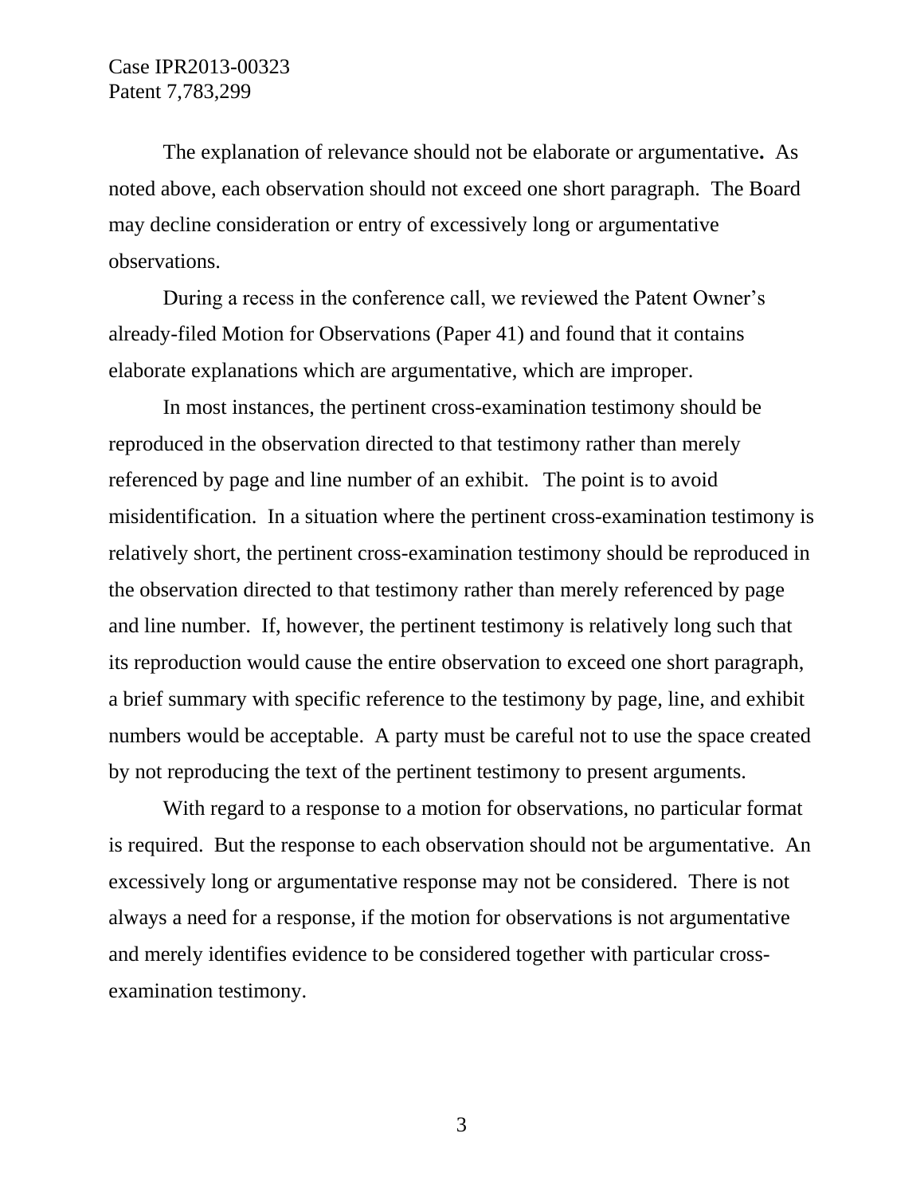The explanation of relevance should not be elaborate or argumentative**.** As noted above, each observation should not exceed one short paragraph. The Board may decline consideration or entry of excessively long or argumentative observations.

During a recess in the conference call, we reviewed the Patent Owner's already-filed Motion for Observations (Paper 41) and found that it contains elaborate explanations which are argumentative, which are improper.

In most instances, the pertinent cross-examination testimony should be reproduced in the observation directed to that testimony rather than merely referenced by page and line number of an exhibit. The point is to avoid misidentification. In a situation where the pertinent cross-examination testimony is relatively short, the pertinent cross-examination testimony should be reproduced in the observation directed to that testimony rather than merely referenced by page and line number. If, however, the pertinent testimony is relatively long such that its reproduction would cause the entire observation to exceed one short paragraph, a brief summary with specific reference to the testimony by page, line, and exhibit numbers would be acceptable. A party must be careful not to use the space created by not reproducing the text of the pertinent testimony to present arguments.

With regard to a response to a motion for observations, no particular format is required. But the response to each observation should not be argumentative. An excessively long or argumentative response may not be considered. There is not always a need for a response, if the motion for observations is not argumentative and merely identifies evidence to be considered together with particular cross-examination testimony.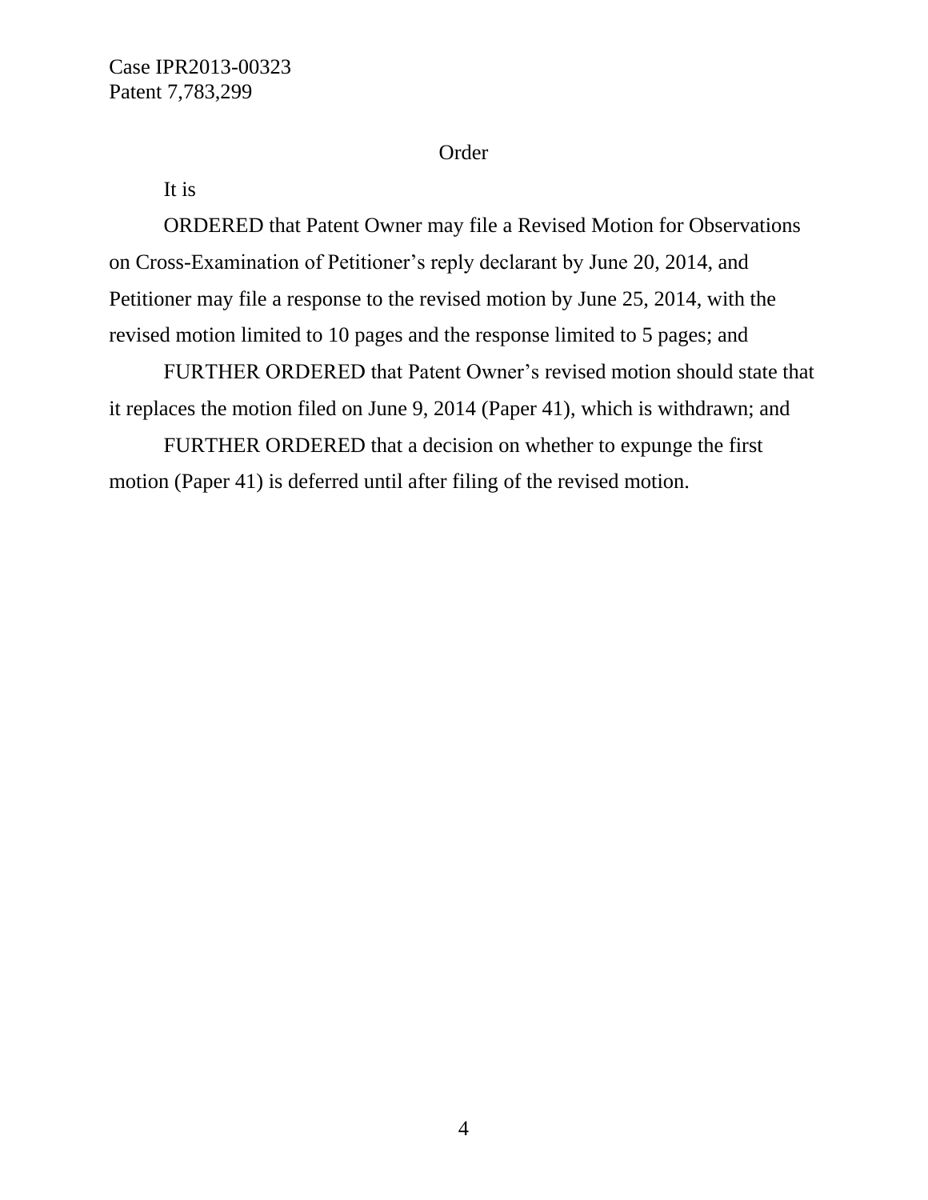## Order

It is

ORDERED that Patent Owner may file a Revised Motion for Observations on Cross-Examination of Petitioner's reply declarant by June 20, 2014, and Petitioner may file a response to the revised motion by June 25, 2014, with the revised motion limited to 10 pages and the response limited to 5 pages; and

FURTHER ORDERED that Patent Owner's revised motion should state that it replaces the motion filed on June 9, 2014 (Paper 41), which is withdrawn; and

FURTHER ORDERED that a decision on whether to expunge the first motion (Paper 41) is deferred until after filing of the revised motion.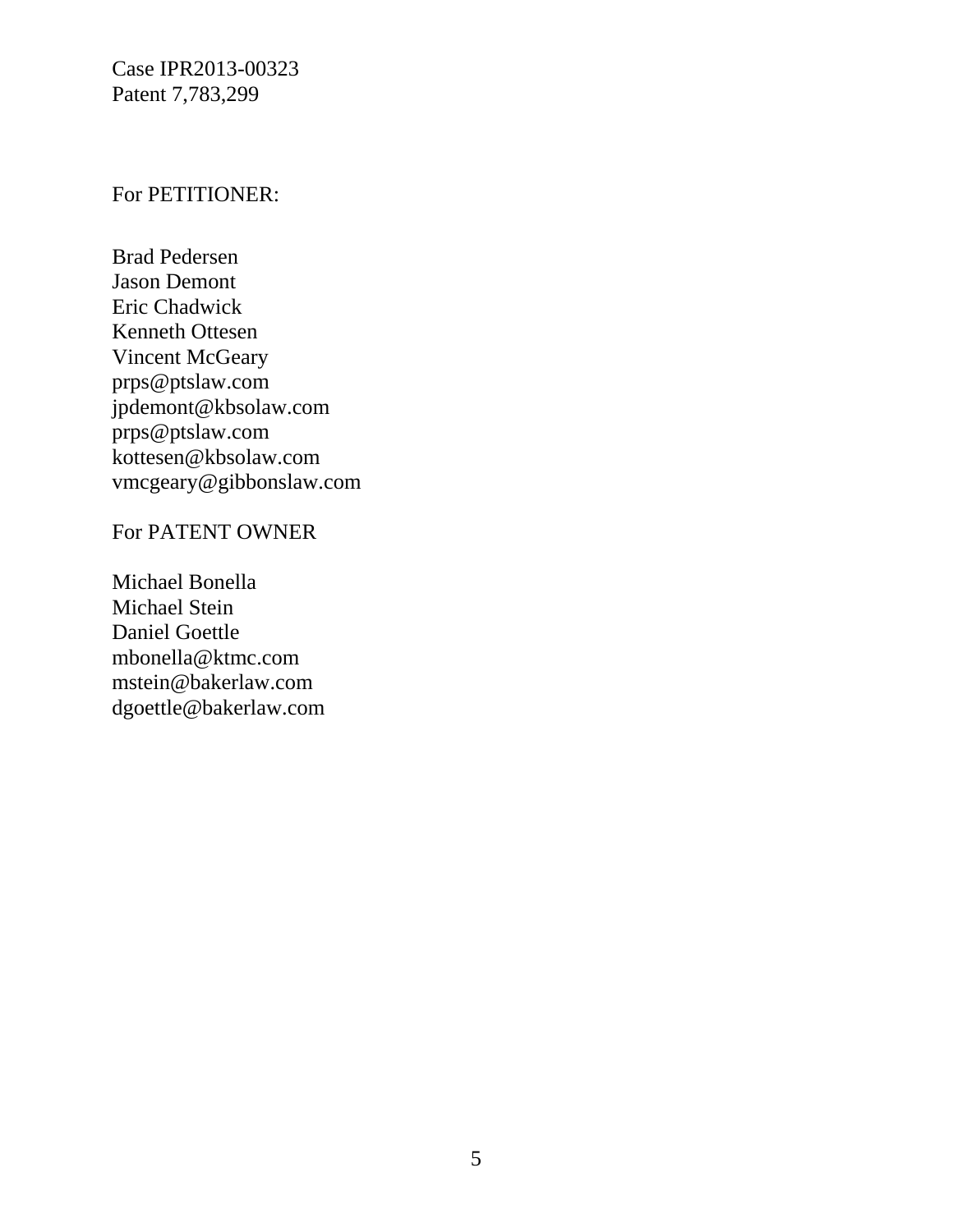Case IPR2013-00323
Patent 7,783,299

For PETITIONER:

Brad Pedersen
Jason Demont
Eric Chadwick
Kenneth Ottesen
Vincent McGeary
prps@ptslaw.com
jpdemont@kbsolaw.com
prps@ptslaw.com
kottesen@kbsolaw.com
vmcgeary@gibbonslaw.com

For PATENT OWNER

Michael Bonella
Michael Stein
Daniel Goettle
mbonella@ktmc.com
mstein@bakerlaw.com
dgoettle@bakerlaw.com